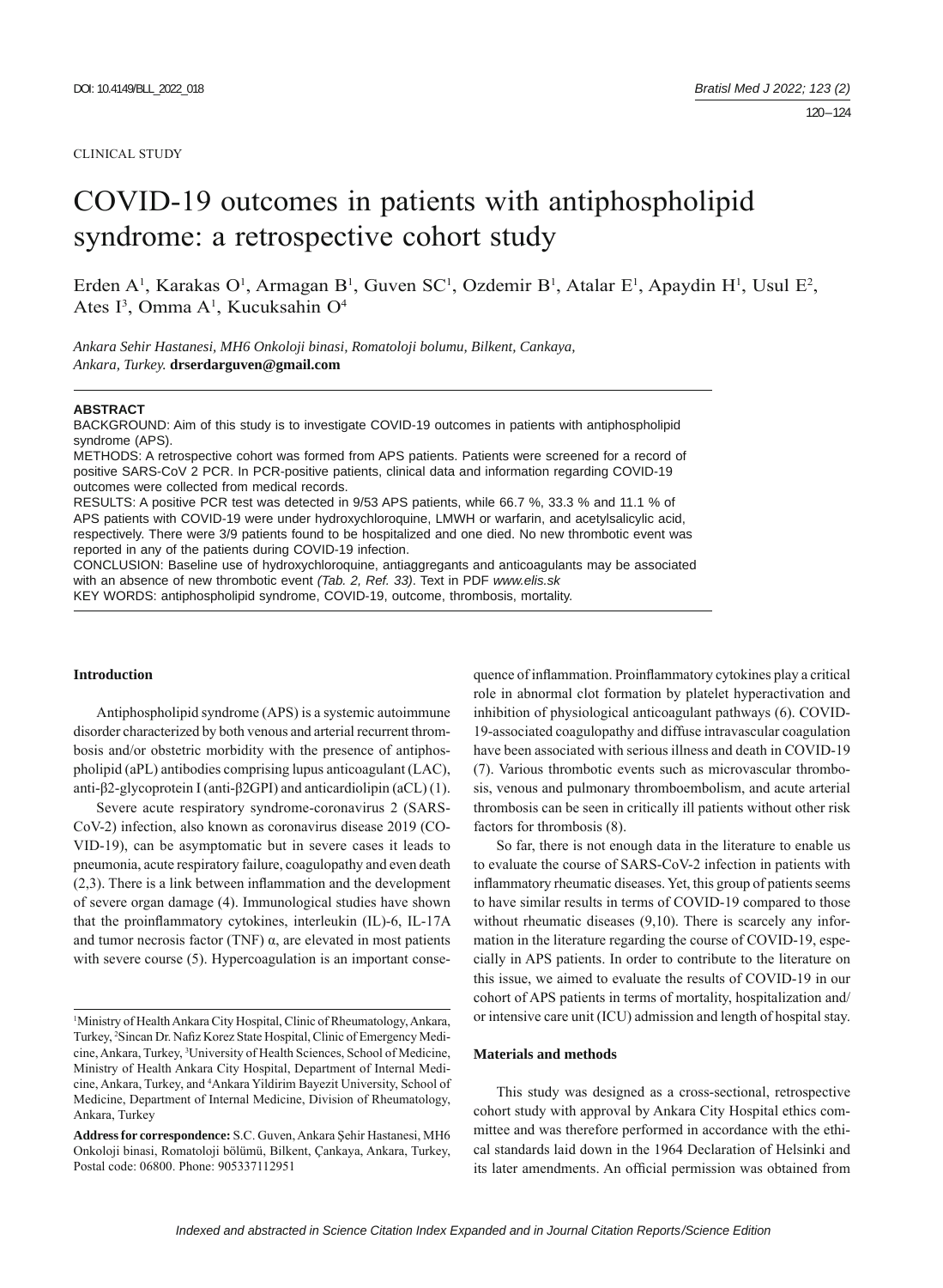CLINICAL STUDY

# COVID-19 outcomes in patients with antiphospholipid syndrome: a retrospective cohort study

Erden A[1], Karakas O[1], Armagan B[1], Guven SC[1], Ozdemir B[1], Atalar E[1], Apaydin H[1], Usul E[2], Ates I[3], Omma A[1], Kucuksahin O[4]

*Ankara Sehir Hastanesi, MH6 Onkoloji binasi, Romatoloji bolumu, Bilkent, Cankaya, Ankara, Turkey.* **drserdarguven@gmail.com**

**ABSTRACT**

BACKGROUND: Aim of this study is to investigate COVID-19 outcomes in patients with antiphospholipid syndrome (APS).

METHODS: A retrospective cohort was formed from APS patients. Patients were screened for a record of positive SARS-CoV 2 PCR. In PCR-positive patients, clinical data and information regarding COVID-19 outcomes were collected from medical records.

RESULTS: A positive PCR test was detected in 9/53 APS patients, while 66.7 %, 33.3 % and 11.1 % of APS patients with COVID-19 were under hydroxychloroquine, LMWH or warfarin, and acetylsalicylic acid, respectively. There were 3/9 patients found to be hospitalized and one died. No new thrombotic event was reported in any of the patients during COVID-19 infection.

CONCLUSION: Baseline use of hydroxychloroquine, antiaggregants and anticoagulants may be associated with an absence of new thrombotic event *(Tab. 2, Ref. 33)*. Text in PDF *www.elis.sk*

KEY WORDS: antiphospholipid syndrome, COVID-19, outcome, thrombosis, mortality.

## Introduction

Antiphospholipid syndrome (APS) is a systemic autoimmune disorder characterized by both venous and arterial recurrent thrombosis and/or obstetric morbidity with the presence of antiphospholipid (aPL) antibodies comprising lupus anticoagulant (LAC), anti-β2-glycoprotein I (anti-β2GPI) and anticardiolipin (aCL) (1).

Severe acute respiratory syndrome-coronavirus 2 (SARS-CoV-2) infection, also known as coronavirus disease 2019 (COVID-19), can be asymptomatic but in severe cases it leads to pneumonia, acute respiratory failure, coagulopathy and even death (2,3). There is a link between inflammation and the development of severe organ damage (4). Immunological studies have shown that the proinflammatory cytokines, interleukin (IL)-6, IL-17A and tumor necrosis factor (TNF) α, are elevated in most patients with severe course (5). Hypercoagulation is an important consequence of inflammation. Proinflammatory cytokines play a critical role in abnormal clot formation by platelet hyperactivation and inhibition of physiological anticoagulant pathways (6). COVID-19-associated coagulopathy and diffuse intravascular coagulation have been associated with serious illness and death in COVID-19 (7). Various thrombotic events such as microvascular thrombosis, venous and pulmonary thromboembolism, and acute arterial thrombosis can be seen in critically ill patients without other risk factors for thrombosis (8).

So far, there is not enough data in the literature to enable us to evaluate the course of SARS-CoV-2 infection in patients with inflammatory rheumatic diseases. Yet, this group of patients seems to have similar results in terms of COVID-19 compared to those without rheumatic diseases (9,10). There is scarcely any information in the literature regarding the course of COVID-19, especially in APS patients. In order to contribute to the literature on this issue, we aimed to evaluate the results of COVID-19 in our cohort of APS patients in terms of mortality, hospitalization and/or intensive care unit (ICU) admission and length of hospital stay.

## Materials and methods

This study was designed as a cross-sectional, retrospective cohort study with approval by Ankara City Hospital ethics committee and was therefore performed in accordance with the ethical standards laid down in the 1964 Declaration of Helsinki and its later amendments. An official permission was obtained from

[1]Ministry of Health Ankara City Hospital, Clinic of Rheumatology, Ankara, Turkey, [2]Sincan Dr. Nafiz Korez State Hospital, Clinic of Emergency Medicine, Ankara, Turkey, [3]University of Health Sciences, School of Medicine, Ministry of Health Ankara City Hospital, Department of Internal Medicine, Ankara, Turkey, and [4]Ankara Yildirim Bayezit University, School of Medicine, Department of Internal Medicine, Division of Rheumatology, Ankara, Turkey

**Address for correspondence:** S.C. Guven, Ankara Şehir Hastanesi, MH6 Onkoloji binasi, Romatoloji bölümü, Bilkent, Çankaya, Ankara, Turkey, Postal code: 06800. Phone: 905337112951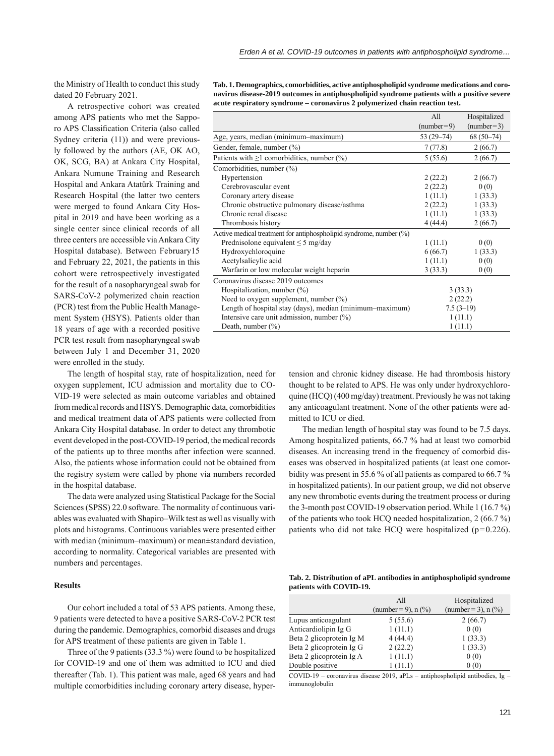the Ministry of Health to conduct this study dated 20 February 2021.

A retrospective cohort was created among APS patients who met the Sapporo APS Classification Criteria (also called Sydney criteria (11)) and were previously followed by the authors (AE, OK AO, OK, SCG, BA) at Ankara City Hospital, Ankara Numune Training and Research Hospital and Ankara Atatürk Training and Research Hospital (the latter two centers were merged to found Ankara City Hospital in 2019 and have been working as a single center since clinical records of all three centers are accessible via Ankara City Hospital database). Between February15 and February 22, 2021, the patients in this cohort were retrospectively investigated for the result of a nasopharyngeal swab for SARS-CoV-2 polymerized chain reaction (PCR) test from the Public Health Management System (HSYS). Patients older than 18 years of age with a recorded positive PCR test result from nasopharyngeal swab between July 1 and December 31, 2020 were enrolled in the study.

**Tab. 1. Demographics, comorbidities, active antiphospholipid syndrome medications and coronavirus disease-2019 outcomes in antiphospholipid syndrome patients with a positive severe acute respiratory syndrome – coronavirus 2 polymerized chain reaction test.**

| | All (number=9) | Hospitalized (number=3) |
|---|---|---|
| Age, years, median (minimum–maximum) | 53 (29–74) | 68 (50–74) |
| Gender, female, number (%) | 7 (77.8) | 2 (66.7) |
| Patients with ≥1 comorbidities, number (%) | 5 (55.6) | 2 (66.7) |
| Comorbidities, number (%) | | |
| Hypertension | 2 (22.2) | 2 (66.7) |
| Cerebrovascular event | 2 (22.2) | 0 (0) |
| Coronary artery disease | 1 (11.1) | 1 (33.3) |
| Chronic obstructive pulmonary disease/asthma | 2 (22.2) | 1 (33.3) |
| Chronic renal disease | 1 (11.1) | 1 (33.3) |
| Thrombosis history | 4 (44.4) | 2 (66.7) |
| Active medical treatment for antiphospholipid syndrome, number (%) | | |
| Prednisolone equivalent ≤ 5 mg/day | 1 (11.1) | 0 (0) |
| Hydroxychloroquine | 6 (66.7) | 1 (33.3) |
| Acetylsalicylic acid | 1 (11.1) | 0 (0) |
| Warfarin or low molecular weight heparin | 3 (33.3) | 0 (0) |
| Coronavirus disease 2019 outcomes | | |
| Hospitalization, number (%) | 3 (33.3) | |
| Need to oxygen supplement, number (%) | 2 (22.2) | |
| Length of hospital stay (days), median (minimum–maximum) | 7.5 (3–19) | |
| Intensive care unit admission, number (%) | 1 (11.1) | |
| Death, number (%) | 1 (11.1) | |

The length of hospital stay, rate of hospitalization, need for oxygen supplement, ICU admission and mortality due to COVID-19 were selected as main outcome variables and obtained from medical records and HSYS. Demographic data, comorbidities and medical treatment data of APS patients were collected from Ankara City Hospital database. In order to detect any thrombotic event developed in the post-COVID-19 period, the medical records of the patients up to three months after infection were scanned. Also, the patients whose information could not be obtained from the registry system were called by phone via numbers recorded in the hospital database.

The data were analyzed using Statistical Package for the Social Sciences (SPSS) 22.0 software. The normality of continuous variables was evaluated with Shapiro–Wilk test as well as visually with plots and histograms. Continuous variables were presented either with median (minimum–maximum) or mean±standard deviation, according to normality. Categorical variables are presented with numbers and percentages.

## Results

Our cohort included a total of 53 APS patients. Among these, 9 patients were detected to have a positive SARS-CoV-2 PCR test during the pandemic. Demographics, comorbid diseases and drugs for APS treatment of these patients are given in Table 1.

Three of the 9 patients (33.3 %) were found to be hospitalized for COVID-19 and one of them was admitted to ICU and died thereafter (Tab. 1). This patient was male, aged 68 years and had multiple comorbidities including coronary artery disease, hypertension and chronic kidney disease. He had thrombosis history thought to be related to APS. He was only under hydroxychloroquine (HCQ) (400 mg/day) treatment. Previously he was not taking any anticoagulant treatment. None of the other patients were admitted to ICU or died.

The median length of hospital stay was found to be 7.5 days. Among hospitalized patients, 66.7 % had at least two comorbid diseases. An increasing trend in the frequency of comorbid diseases was observed in hospitalized patients (at least one comorbidity was present in 55.6 % of all patients as compared to 66.7 % in hospitalized patients). In our patient group, we did not observe any new thrombotic events during the treatment process or during the 3-month post COVID-19 observation period. While 1 (16.7 %) of the patients who took HCQ needed hospitalization, 2 (66.7 %) patients who did not take HCQ were hospitalized ($p=0.226$).

**Tab. 2. Distribution of aPL antibodies in antiphospholipid syndrome patients with COVID-19.**

| | All (number = 9), n (%) | Hospitalized (number = 3), n (%) |
|---|---|---|
| Lupus anticoagulant | 5 (55.6) | 2 (66.7) |
| Anticardiolipin Ig G | 1 (11.1) | 0 (0) |
| Beta 2 glicoprotein Ig M | 4 (44.4) | 1 (33.3) |
| Beta 2 glicoprotein Ig G | 2 (22.2) | 1 (33.3) |
| Beta 2 glicoprotein Ig A | 1 (11.1) | 0 (0) |
| Double positive | 1 (11.1) | 0 (0) |

COVID-19 – coronavirus disease 2019, aPLs – antiphospholipid antibodies, Ig – immunoglobulin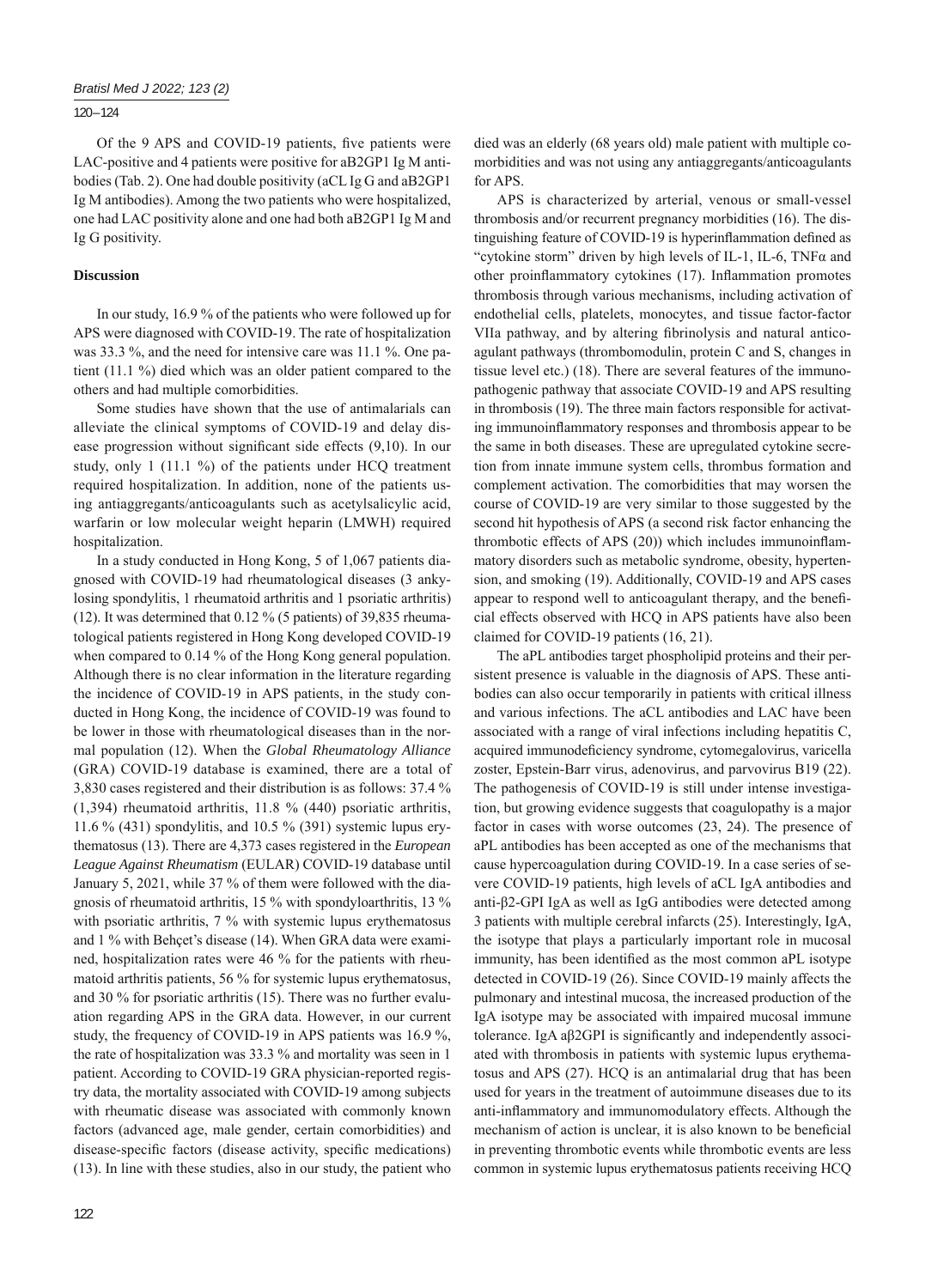Of the 9 APS and COVID-19 patients, five patients were LAC-positive and 4 patients were positive for aB2GP1 Ig M antibodies (Tab. 2). One had double positivity (aCL Ig G and aB2GP1 Ig M antibodies). Among the two patients who were hospitalized, one had LAC positivity alone and one had both aB2GP1 Ig M and Ig G positivity.

## Discussion

In our study, 16.9 % of the patients who were followed up for APS were diagnosed with COVID-19. The rate of hospitalization was 33.3 %, and the need for intensive care was 11.1 %. One patient (11.1 %) died which was an older patient compared to the others and had multiple comorbidities.

Some studies have shown that the use of antimalarials can alleviate the clinical symptoms of COVID-19 and delay disease progression without significant side effects (9,10). In our study, only 1 (11.1 %) of the patients under HCQ treatment required hospitalization. In addition, none of the patients using antiaggregants/anticoagulants such as acetylsalicylic acid, warfarin or low molecular weight heparin (LMWH) required hospitalization.

In a study conducted in Hong Kong, 5 of 1,067 patients diagnosed with COVID-19 had rheumatological diseases (3 ankylosing spondylitis, 1 rheumatoid arthritis and 1 psoriatic arthritis) (12). It was determined that 0.12 % (5 patients) of 39,835 rheumatological patients registered in Hong Kong developed COVID-19 when compared to 0.14 % of the Hong Kong general population. Although there is no clear information in the literature regarding the incidence of COVID-19 in APS patients, in the study conducted in Hong Kong, the incidence of COVID-19 was found to be lower in those with rheumatological diseases than in the normal population (12). When the *Global Rheumatology Alliance* (GRA) COVID-19 database is examined, there are a total of 3,830 cases registered and their distribution is as follows: 37.4 % (1,394) rheumatoid arthritis, 11.8 % (440) psoriatic arthritis, 11.6 % (431) spondylitis, and 10.5 % (391) systemic lupus erythematosus (13). There are 4,373 cases registered in the *European League Against Rheumatism* (EULAR) COVID-19 database until January 5, 2021, while 37 % of them were followed with the diagnosis of rheumatoid arthritis, 15 % with spondyloarthritis, 13 % with psoriatic arthritis, 7 % with systemic lupus erythematosus and 1 % with Behçet's disease (14). When GRA data were examined, hospitalization rates were 46 % for the patients with rheumatoid arthritis patients, 56 % for systemic lupus erythematosus, and 30 % for psoriatic arthritis (15). There was no further evaluation regarding APS in the GRA data. However, in our current study, the frequency of COVID-19 in APS patients was 16.9 %, the rate of hospitalization was 33.3 % and mortality was seen in 1 patient. According to COVID-19 GRA physician-reported registry data, the mortality associated with COVID-19 among subjects with rheumatic disease was associated with commonly known factors (advanced age, male gender, certain comorbidities) and disease-specific factors (disease activity, specific medications) (13). In line with these studies, also in our study, the patient who died was an elderly (68 years old) male patient with multiple comorbidities and was not using any antiaggregants/anticoagulants for APS.

APS is characterized by arterial, venous or small-vessel thrombosis and/or recurrent pregnancy morbidities (16). The distinguishing feature of COVID-19 is hyperinflammation defined as "cytokine storm" driven by high levels of IL-1, IL-6, TNFα and other proinflammatory cytokines (17). Inflammation promotes thrombosis through various mechanisms, including activation of endothelial cells, platelets, monocytes, and tissue factor-factor VIIa pathway, and by altering fibrinolysis and natural anticoagulant pathways (thrombomodulin, protein C and S, changes in tissue level etc.) (18). There are several features of the immunopathogenic pathway that associate COVID-19 and APS resulting in thrombosis (19). The three main factors responsible for activating immunoinflammatory responses and thrombosis appear to be the same in both diseases. These are upregulated cytokine secretion from innate immune system cells, thrombus formation and complement activation. The comorbidities that may worsen the course of COVID-19 are very similar to those suggested by the second hit hypothesis of APS (a second risk factor enhancing the thrombotic effects of APS (20)) which includes immunoinflammatory disorders such as metabolic syndrome, obesity, hypertension, and smoking (19). Additionally, COVID-19 and APS cases appear to respond well to anticoagulant therapy, and the beneficial effects observed with HCQ in APS patients have also been claimed for COVID-19 patients (16, 21).

The aPL antibodies target phospholipid proteins and their persistent presence is valuable in the diagnosis of APS. These antibodies can also occur temporarily in patients with critical illness and various infections. The aCL antibodies and LAC have been associated with a range of viral infections including hepatitis C, acquired immunodeficiency syndrome, cytomegalovirus, varicella zoster, Epstein-Barr virus, adenovirus, and parvovirus B19 (22). The pathogenesis of COVID-19 is still under intense investigation, but growing evidence suggests that coagulopathy is a major factor in cases with worse outcomes (23, 24). The presence of aPL antibodies has been accepted as one of the mechanisms that cause hypercoagulation during COVID-19. In a case series of severe COVID-19 patients, high levels of aCL IgA antibodies and anti-β2-GPI IgA as well as IgG antibodies were detected among 3 patients with multiple cerebral infarcts (25). Interestingly, IgA, the isotype that plays a particularly important role in mucosal immunity, has been identified as the most common aPL isotype detected in COVID-19 (26). Since COVID-19 mainly affects the pulmonary and intestinal mucosa, the increased production of the IgA isotype may be associated with impaired mucosal immune tolerance. IgA aβ2GPI is significantly and independently associated with thrombosis in patients with systemic lupus erythematosus and APS (27). HCQ is an antimalarial drug that has been used for years in the treatment of autoimmune diseases due to its anti-inflammatory and immunomodulatory effects. Although the mechanism of action is unclear, it is also known to be beneficial in preventing thrombotic events while thrombotic events are less common in systemic lupus erythematosus patients receiving HCQ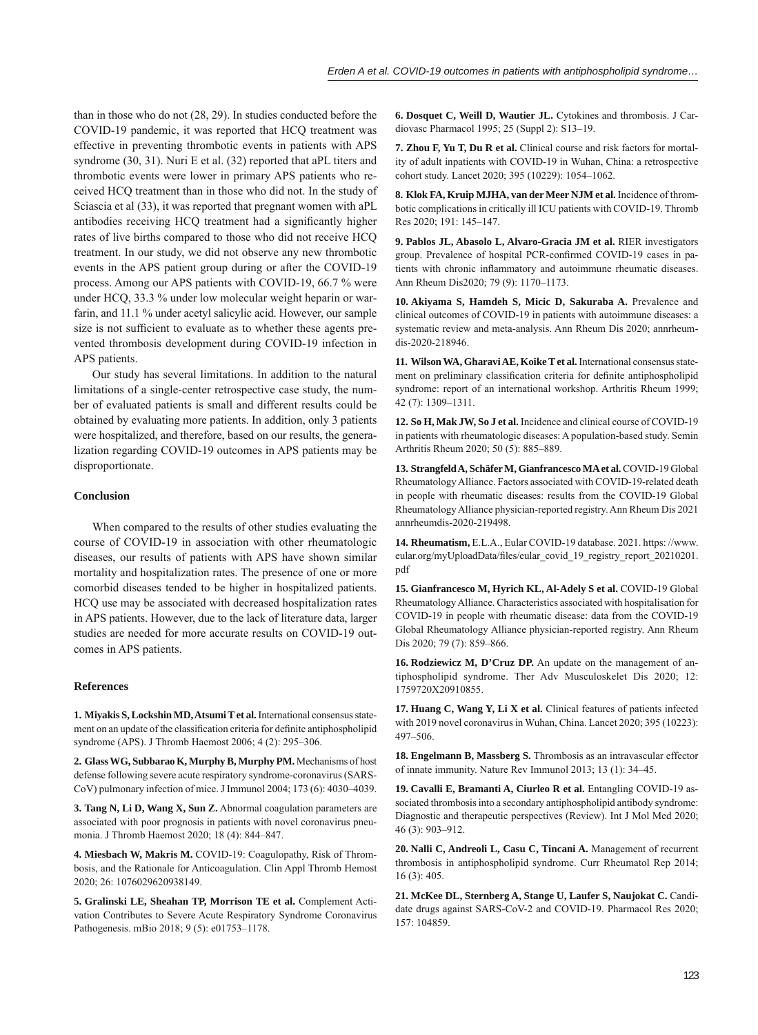than in those who do not (28, 29). In studies conducted before the COVID-19 pandemic, it was reported that HCQ treatment was effective in preventing thrombotic events in patients with APS syndrome (30, 31). Nuri E et al. (32) reported that aPL titers and thrombotic events were lower in primary APS patients who received HCQ treatment than in those who did not. In the study of Sciascia et al (33), it was reported that pregnant women with aPL antibodies receiving HCQ treatment had a significantly higher rates of live births compared to those who did not receive HCQ treatment. In our study, we did not observe any new thrombotic events in the APS patient group during or after the COVID-19 process. Among our APS patients with COVID-19, 66.7 % were under HCQ, 33.3 % under low molecular weight heparin or warfarin, and 11.1 % under acetyl salicylic acid. However, our sample size is not sufficient to evaluate as to whether these agents prevented thrombosis development during COVID-19 infection in APS patients.

Our study has several limitations. In addition to the natural limitations of a single-center retrospective case study, the number of evaluated patients is small and different results could be obtained by evaluating more patients. In addition, only 3 patients were hospitalized, and therefore, based on our results, the generalization regarding COVID-19 outcomes in APS patients may be disproportionate.

## Conclusion

When compared to the results of other studies evaluating the course of COVID-19 in association with other rheumatologic diseases, our results of patients with APS have shown similar mortality and hospitalization rates. The presence of one or more comorbid diseases tended to be higher in hospitalized patients. HCQ use may be associated with decreased hospitalization rates in APS patients. However, due to the lack of literature data, larger studies are needed for more accurate results on COVID-19 outcomes in APS patients.

## References

**1. Miyakis S, Lockshin MD, Atsumi T et al.** International consensus statement on an update of the classification criteria for definite antiphospholipid syndrome (APS). J Thromb Haemost 2006; 4 (2): 295–306.

**2. Glass WG, Subbarao K, Murphy B, Murphy PM.** Mechanisms of host defense following severe acute respiratory syndrome-coronavirus (SARS-CoV) pulmonary infection of mice. J Immunol 2004; 173 (6): 4030–4039.

**3. Tang N, Li D, Wang X, Sun Z.** Abnormal coagulation parameters are associated with poor prognosis in patients with novel coronavirus pneumonia. J Thromb Haemost 2020; 18 (4): 844–847.

**4. Miesbach W, Makris M.** COVID-19: Coagulopathy, Risk of Thrombosis, and the Rationale for Anticoagulation. Clin Appl Thromb Hemost 2020; 26: 1076029620938149.

**5. Gralinski LE, Sheahan TP, Morrison TE et al.** Complement Activation Contributes to Severe Acute Respiratory Syndrome Coronavirus Pathogenesis. mBio 2018; 9 (5): e01753–1178.

**6. Dosquet C, Weill D, Wautier JL.** Cytokines and thrombosis. J Cardiovasc Pharmacol 1995; 25 (Suppl 2): S13–19.

**7. Zhou F, Yu T, Du R et al.** Clinical course and risk factors for mortality of adult inpatients with COVID-19 in Wuhan, China: a retrospective cohort study. Lancet 2020; 395 (10229): 1054–1062.

**8. Klok FA, Kruip MJHA, van der Meer NJM et al.** Incidence of thrombotic complications in critically ill ICU patients with COVID-19. Thromb Res 2020; 191: 145–147.

**9. Pablos JL, Abasolo L, Alvaro-Gracia JM et al.** RIER investigators group. Prevalence of hospital PCR-confirmed COVID-19 cases in patients with chronic inflammatory and autoimmune rheumatic diseases. Ann Rheum Dis2020; 79 (9): 1170–1173.

**10. Akiyama S, Hamdeh S, Micic D, Sakuraba A.** Prevalence and clinical outcomes of COVID-19 in patients with autoimmune diseases: a systematic review and meta-analysis. Ann Rheum Dis 2020; annrheumdis-2020-218946.

**11. Wilson WA, Gharavi AE, Koike T et al.** International consensus statement on preliminary classification criteria for definite antiphospholipid syndrome: report of an international workshop. Arthritis Rheum 1999; 42 (7): 1309–1311.

**12. So H, Mak JW, So J et al.** Incidence and clinical course of COVID-19 in patients with rheumatologic diseases: A population-based study. Semin Arthritis Rheum 2020; 50 (5): 885–889.

**13. Strangfeld A, Schäfer M, Gianfrancesco MA et al.** COVID-19 Global Rheumatology Alliance. Factors associated with COVID-19-related death in people with rheumatic diseases: results from the COVID-19 Global Rheumatology Alliance physician-reported registry. Ann Rheum Dis 2021 annrheumdis-2020-219498.

**14. Rheumatism,** E.L.A., Eular COVID-19 database. 2021. https: //www.eular.org/myUploadData/files/eular_covid_19_registry_report_20210201.pdf

**15. Gianfrancesco M, Hyrich KL, Al-Adely S et al.** COVID-19 Global Rheumatology Alliance. Characteristics associated with hospitalisation for COVID-19 in people with rheumatic disease: data from the COVID-19 Global Rheumatology Alliance physician-reported registry. Ann Rheum Dis 2020; 79 (7): 859–866.

**16. Rodziewicz M, D'Cruz DP.** An update on the management of antiphospholipid syndrome. Ther Adv Musculoskelet Dis 2020; 12: 1759720X20910855.

**17. Huang C, Wang Y, Li X et al.** Clinical features of patients infected with 2019 novel coronavirus in Wuhan, China. Lancet 2020; 395 (10223): 497–506.

**18. Engelmann B, Massberg S.** Thrombosis as an intravascular effector of innate immunity. Nature Rev Immunol 2013; 13 (1): 34–45.

**19. Cavalli E, Bramanti A, Ciurleo R et al.** Entangling COVID-19 associated thrombosis into a secondary antiphospholipid antibody syndrome: Diagnostic and therapeutic perspectives (Review). Int J Mol Med 2020; 46 (3): 903–912.

**20. Nalli C, Andreoli L, Casu C, Tincani A.** Management of recurrent thrombosis in antiphospholipid syndrome. Curr Rheumatol Rep 2014; 16 (3): 405.

**21. McKee DL, Sternberg A, Stange U, Laufer S, Naujokat C.** Candidate drugs against SARS-CoV-2 and COVID-19. Pharmacol Res 2020; 157: 104859.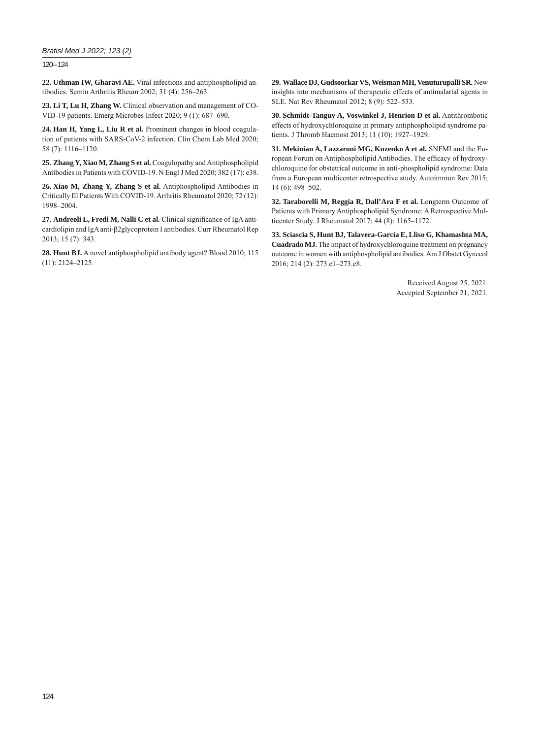**22. Uthman IW, Gharavi AE.** Viral infections and antiphospholipid antibodies. Semin Arthritis Rheum 2002; 31 (4): 256–263.

**23. Li T, Lu H, Zhang W.** Clinical observation and management of COVID-19 patients. Emerg Microbes Infect 2020; 9 (1): 687–690.

**24. Han H, Yang L, Liu R et al.** Prominent changes in blood coagulation of patients with SARS-CoV-2 infection. Clin Chem Lab Med 2020; 58 (7): 1116–1120.

**25. Zhang Y, Xiao M, Zhang S et al.** Coagulopathy and Antiphospholipid Antibodies in Patients with COVID-19. N Engl J Med 2020; 382 (17): e38.

**26. Xiao M, Zhang Y, Zhang S et al.** Antiphospholipid Antibodies in Critically Ill Patients With COVID-19. Arthritis Rheumatol 2020; 72 (12): 1998–2004.

**27. Andreoli L, Fredi M, Nalli C et al.** Clinical significance of IgA anticardiolipin and IgA anti-β2glycoprotein I antibodies. Curr Rheumatol Rep 2013; 15 (7): 343.

**28. Hunt BJ.** A novel antiphospholipid antibody agent? Blood 2010; 115 (11): 2124–2125.

**29. Wallace DJ, Gudsoorkar VS, Weisman MH, Venuturupalli SR.** New insights into mechanisms of therapeutic effects of antimalarial agents in SLE. Nat Rev Rheumatol 2012; 8 (9): 522–533.

**30. Schmidt-Tanguy A, Voswinkel J, Henrion D et al.** Antithrombotic effects of hydroxychloroquine in primary antiphospholipid syndrome patients. J Thromb Haemost 2013; 11 (10): 1927–1929.

**31. Mekinian A, Lazzaroni MG, Kuzenko A et al.** SNFMI and the European Forum on Antiphospholipid Antibodies. The efficacy of hydroxychloroquine for obstetrical outcome in anti-phospholipid syndrome: Data from a European multicenter retrospective study. Autoimmun Rev 2015; 14 (6): 498–502.

**32. Taraborelli M, Reggia R, Dall'Ara F et al.** Longterm Outcome of Patients with Primary Antiphospholipid Syndrome: A Retrospective Multicenter Study. J Rheumatol 2017; 44 (8): 1165–1172.

**33. Sciascia S, Hunt BJ, Talavera-Garcia E, Lliso G, Khamashta MA, Cuadrado MJ.** The impact of hydroxychloroquine treatment on pregnancy outcome in women with antiphospholipid antibodies. Am J Obstet Gynecol 2016; 214 (2): 273.e1–273.e8.

Received August 25, 2021.
Accepted September 21, 2021.